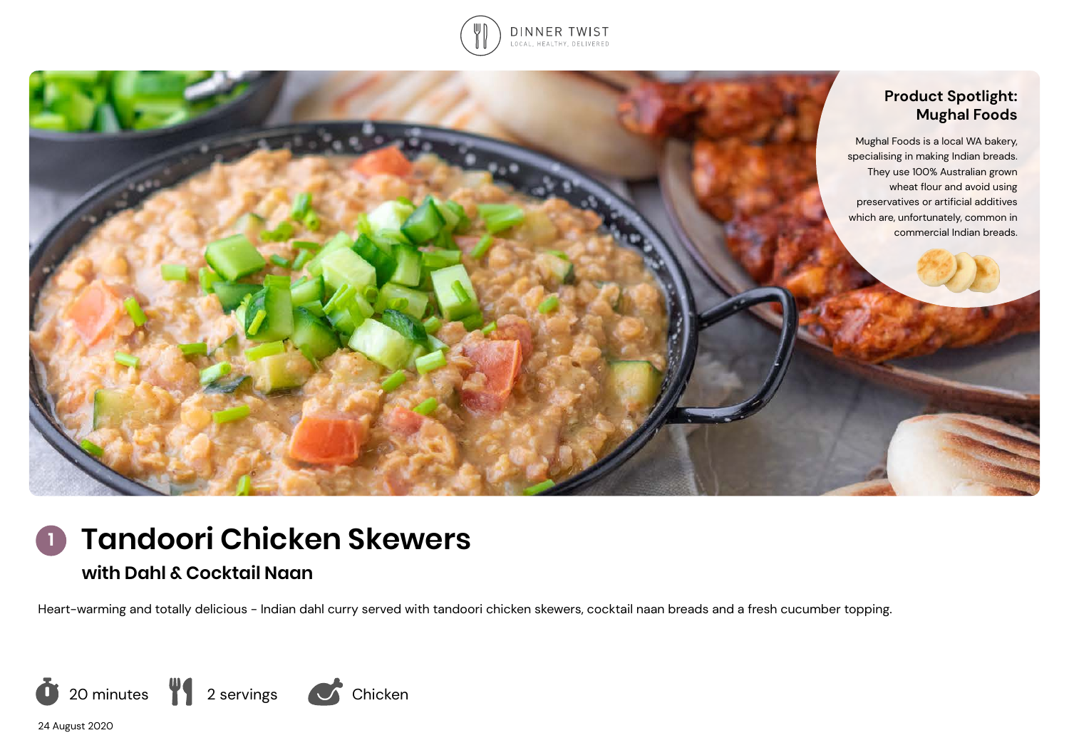DINNER TWIST

LOCAL, HEALTHY, DELIVERED

## Product Spotlight: Mughal Foods

Mughal Foods is a local WA bakery, specialising in making Indian breads. They use 100% Australian grown wheat flour and avoid using preservatives or artificial additives which are, unfortunately, common in commercial Indian breads.

# 1 Tandoori Chicken Skewers

### with Dahl & Cocktail Naan

Heart-warming and totally delicious - Indian dahl curry served with tandoori chicken skewers, cocktail naan breads and a fresh cucumber topping.

20 minutes | 2 servings | Chicken

24 August 2020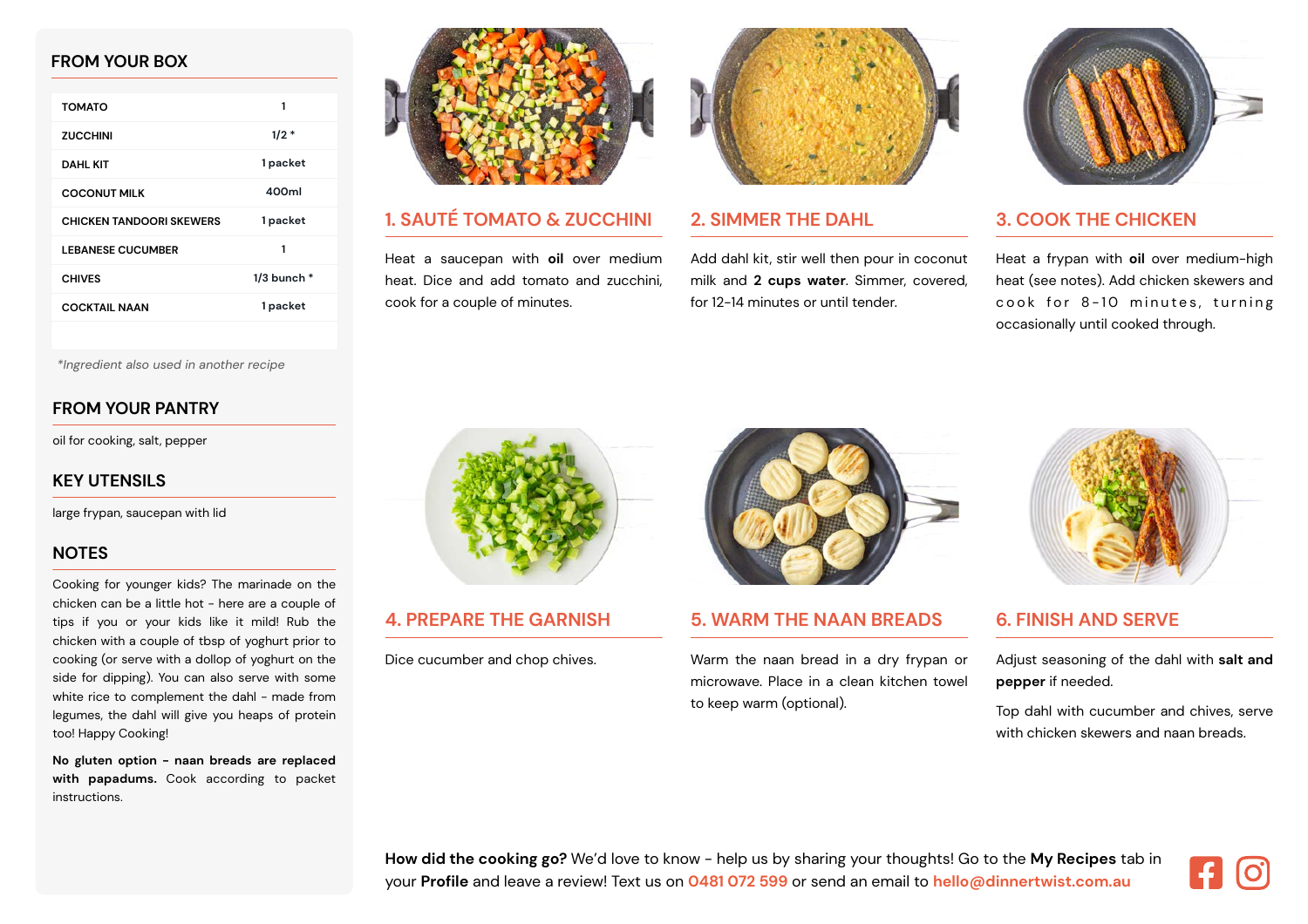## FROM YOUR BOX

| | |
|---|---|
| TOMATO | 1 |
| ZUCCHINI | 1/2 * |
| DAHL KIT | 1 packet |
| COCONUT MILK | 400ml |
| CHICKEN TANDOORI SKEWERS | 1 packet |
| LEBANESE CUCUMBER | 1 |
| CHIVES | 1/3 bunch * |
| COCKTAIL NAAN | 1 packet |

*\*Ingredient also used in another recipe*

## FROM YOUR PANTRY

oil for cooking, salt, pepper

## KEY UTENSILS

large frypan, saucepan with lid

## NOTES

Cooking for younger kids? The marinade on the chicken can be a little hot - here are a couple of tips if you or your kids like it mild! Rub the chicken with a couple of tbsp of yoghurt prior to cooking (or serve with a dollop of yoghurt on the side for dipping). You can also serve with some white rice to complement the dahl - made from legumes, the dahl will give you heaps of protein too! Happy Cooking!

**No gluten option - naan breads are replaced with papadums.** Cook according to packet instructions.

## 1. SAUTÉ TOMATO & ZUCCHINI

Heat a saucepan with **oil** over medium heat. Dice and add tomato and zucchini, cook for a couple of minutes.

## 2. SIMMER THE DAHL

Add dahl kit, stir well then pour in coconut milk and **2 cups water**. Simmer, covered, for 12-14 minutes or until tender.

## 3. COOK THE CHICKEN

Heat a frypan with **oil** over medium-high heat (see notes). Add chicken skewers and cook for 8-10 minutes, turning occasionally until cooked through.

## 4. PREPARE THE GARNISH

Dice cucumber and chop chives.

## 5. WARM THE NAAN BREADS

Warm the naan bread in a dry frypan or microwave. Place in a clean kitchen towel to keep warm (optional).

## 6. FINISH AND SERVE

Adjust seasoning of the dahl with **salt and pepper** if needed.

Top dahl with cucumber and chives, serve with chicken skewers and naan breads.

**How did the cooking go?** We'd love to know - help us by sharing your thoughts! Go to the **My Recipes** tab in your **Profile** and leave a review! Text us on 0481 072 599 or send an email to hello@dinnertwist.com.au